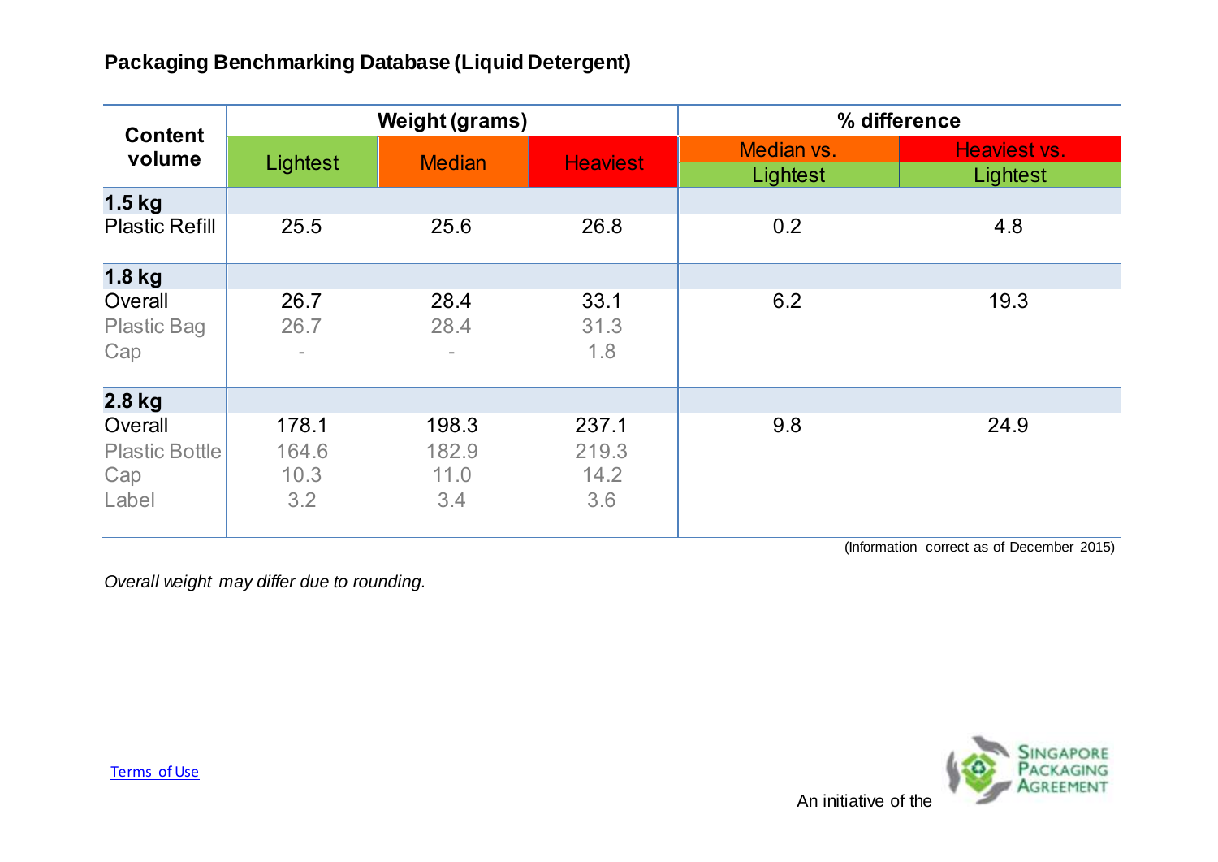# Packaging Benchmarking Database (Liquid Detergent)

| Content volume | Weight (grams) | | | % difference | |
|---|---|---|---|---|---|
| | Lightest | Median | Heaviest | Median vs. Lightest | Heaviest vs. Lightest |
| **1.5 kg** | | | | | |
| Plastic Refill | 25.5 | 25.6 | 26.8 | 0.2 | 4.8 |
| **1.8 kg** | | | | | |
| Overall | 26.7 | 28.4 | 33.1 | 6.2 | 19.3 |
| Plastic Bag | 26.7 | 28.4 | 31.3 | | |
| Cap | - | - | 1.8 | | |
| **2.8 kg** | | | | | |
| Overall | 178.1 | 198.3 | 237.1 | 9.8 | 24.9 |
| Plastic Bottle | 164.6 | 182.9 | 219.3 | | |
| Cap | 10.3 | 11.0 | 14.2 | | |
| Label | 3.2 | 3.4 | 3.6 | | |

(Information correct as of December 2015)

*Overall weight may differ due to rounding.*

Terms of Use

An initiative of the Singapore Packaging Agreement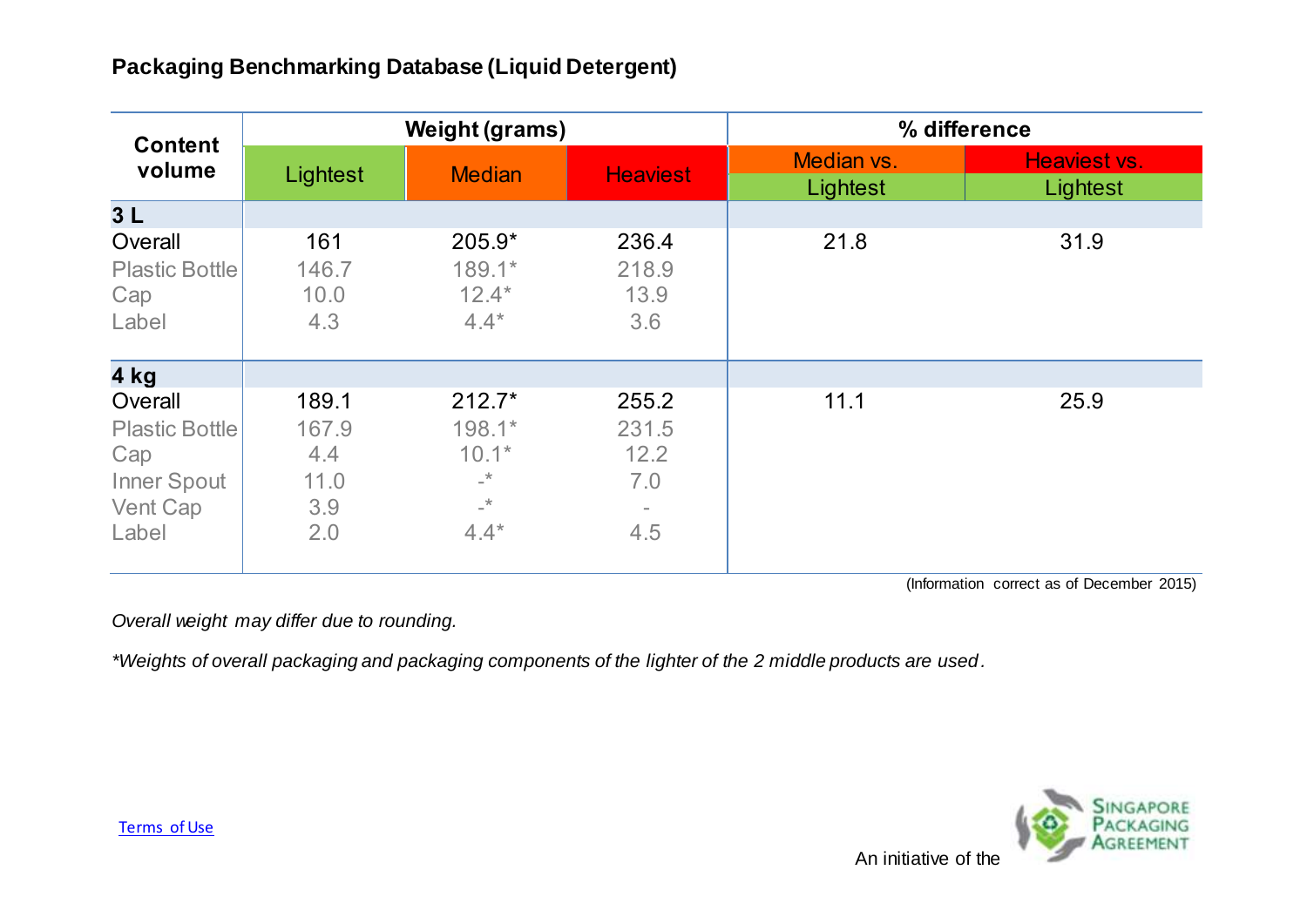## Packaging Benchmarking Database (Liquid Detergent)

| Content volume | Weight (grams) | | | % difference | |
|---|---|---|---|---|---|
| | Lightest | Median | Heaviest | Median vs. Lightest | Heaviest vs. Lightest |
| **3 L** | | | | | |
| Overall | 161 | 205.9* | 236.4 | 21.8 | 31.9 |
| Plastic Bottle | 146.7 | 189.1* | 218.9 | | |
| Cap | 10.0 | 12.4* | 13.9 | | |
| Label | 4.3 | 4.4* | 3.6 | | |
| **4 kg** | | | | | |
| Overall | 189.1 | 212.7* | 255.2 | 11.1 | 25.9 |
| Plastic Bottle | 167.9 | 198.1* | 231.5 | | |
| Cap | 4.4 | 10.1* | 12.2 | | |
| Inner Spout | 11.0 | -* | 7.0 | | |
| Vent Cap | 3.9 | -* | - | | |
| Label | 2.0 | 4.4* | 4.5 | | |

(Information correct as of December 2015)

*Overall weight may differ due to rounding.*

*\*Weights of overall packaging and packaging components of the lighter of the 2 middle products are used.*

Terms of Use

An initiative of the Singapore Packaging Agreement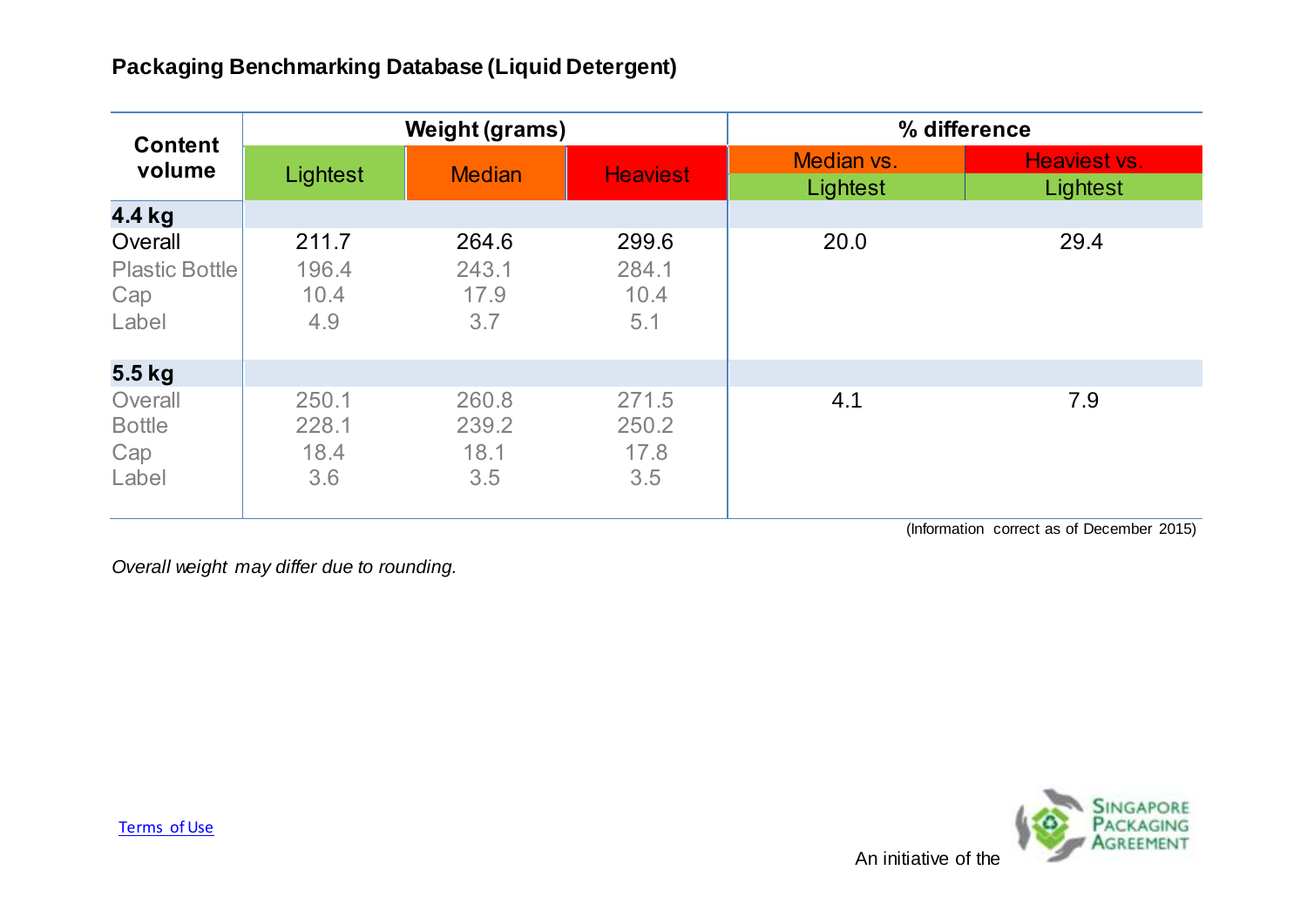## Packaging Benchmarking Database (Liquid Detergent)

| Content volume | Weight (grams) | | | % difference | |
|---|---|---|---|---|---|
| | Lightest | Median | Heaviest | Median vs. Lightest | Heaviest vs. Lightest |
| **4.4 kg** | | | | | |
| Overall | 211.7 | 264.6 | 299.6 | 20.0 | 29.4 |
| Plastic Bottle | 196.4 | 243.1 | 284.1 | | |
| Cap | 10.4 | 17.9 | 10.4 | | |
| Label | 4.9 | 3.7 | 5.1 | | |
| **5.5 kg** | | | | | |
| Overall | 250.1 | 260.8 | 271.5 | 4.1 | 7.9 |
| Bottle | 228.1 | 239.2 | 250.2 | | |
| Cap | 18.4 | 18.1 | 17.8 | | |
| Label | 3.6 | 3.5 | 3.5 | | |

(Information correct as of December 2015)

*Overall weight may differ due to rounding.*

Terms of Use

An initiative of the Singapore Packaging Agreement